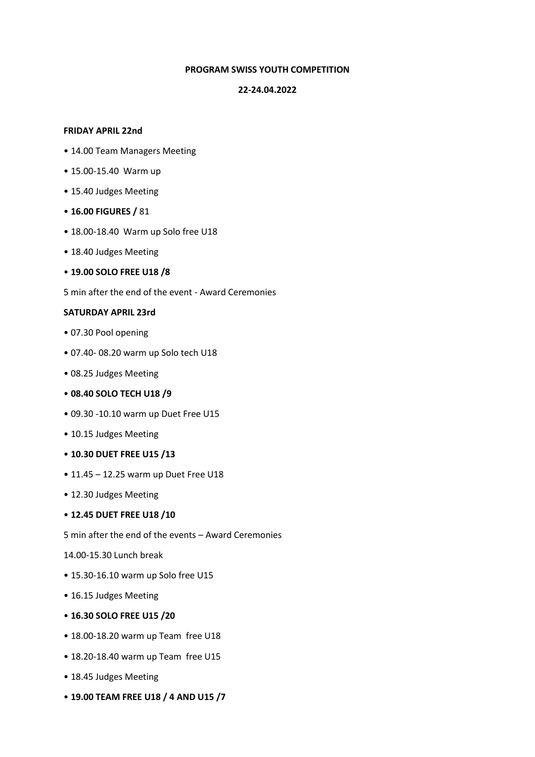**PROGRAM SWISS YOUTH COMPETITION**

**22-24.04.2022**

**FRIDAY APRIL 22nd**

- 14.00 Team Managers Meeting
- 15.00-15.40 Warm up
- 15.40 Judges Meeting
- **16.00 FIGURES /** 81
- 18.00-18.40 Warm up Solo free U18
- 18.40 Judges Meeting
- **19.00 SOLO FREE U18 /8**

5 min after the end of the event - Award Ceremonies

**SATURDAY APRIL 23rd**

- 07.30 Pool opening
- 07.40- 08.20 warm up Solo tech U18
- 08.25 Judges Meeting
- **08.40 SOLO TECH U18 /9**
- 09.30 -10.10 warm up Duet Free U15
- 10.15 Judges Meeting
- **10.30 DUET FREE U15 /13**
- 11.45 – 12.25 warm up Duet Free U18
- 12.30 Judges Meeting
- **12.45 DUET FREE U18 /10**

5 min after the end of the events – Award Ceremonies

14.00-15.30 Lunch break

- 15.30-16.10 warm up Solo free U15
- 16.15 Judges Meeting
- **16.30 SOLO FREE U15 /20**
- 18.00-18.20 warm up Team free U18
- 18.20-18.40 warm up Team free U15
- 18.45 Judges Meeting
- **19.00 TEAM FREE U18 / 4 AND U15 /7**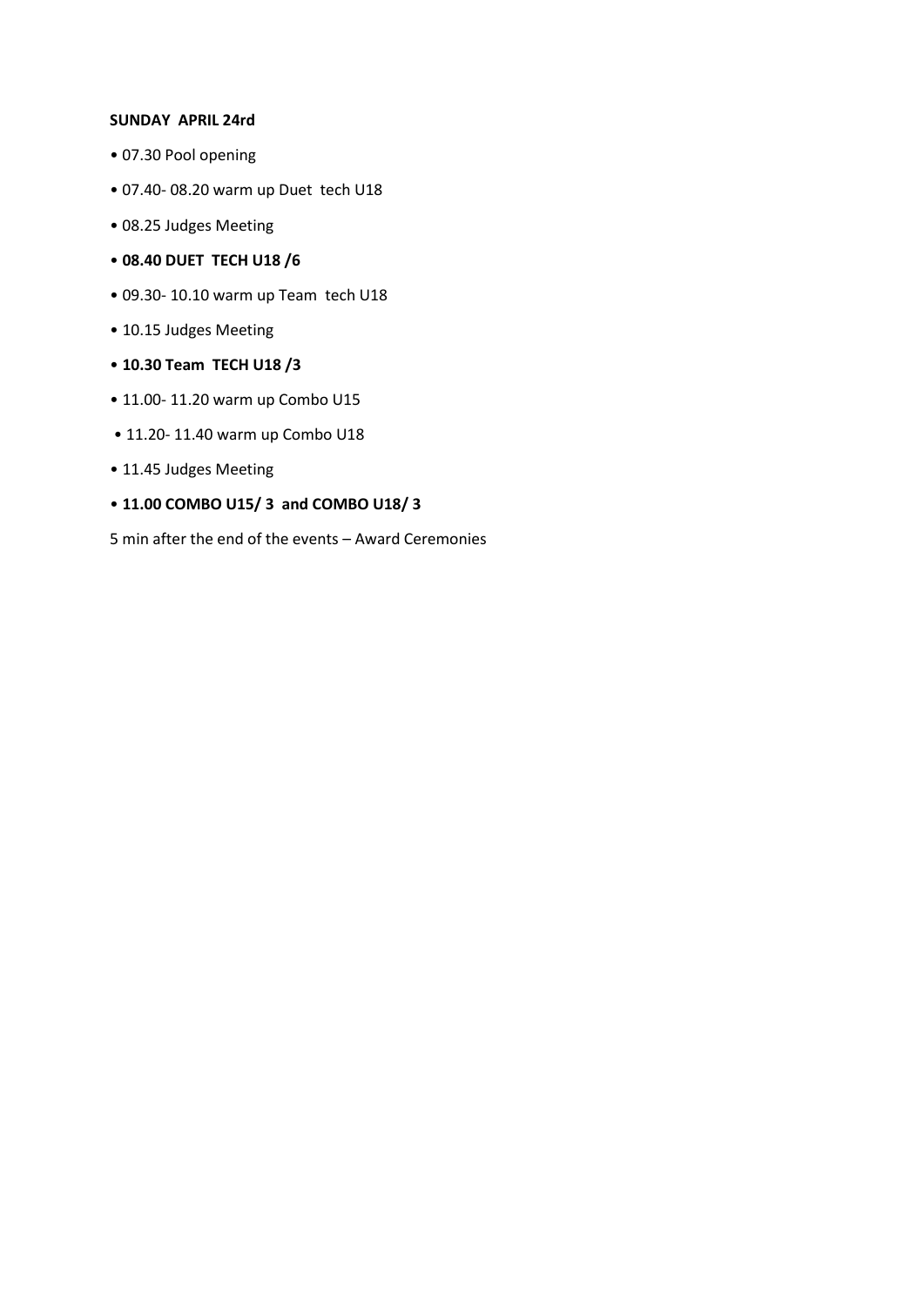**SUNDAY APRIL 24rd**

- 07.30 Pool opening
- 07.40- 08.20 warm up Duet tech U18
- 08.25 Judges Meeting
- **08.40 DUET TECH U18 /6**
- 09.30- 10.10 warm up Team tech U18
- 10.15 Judges Meeting
- **10.30 Team TECH U18 /3**
- 11.00- 11.20 warm up Combo U15
- 11.20- 11.40 warm up Combo U18
- 11.45 Judges Meeting
- **11.00 COMBO U15/ 3 and COMBO U18/ 3**

5 min after the end of the events – Award Ceremonies